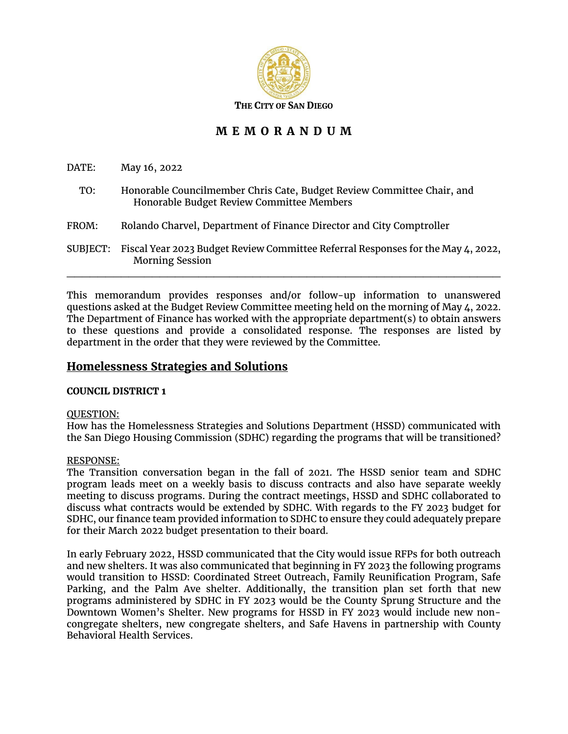**THE CITY OF SAN DIEGO**

# M E M O R A N D U M

DATE: May 16, 2022

TO: Honorable Councilmember Chris Cate, Budget Review Committee Chair, and Honorable Budget Review Committee Members

FROM: Rolando Charvel, Department of Finance Director and City Comptroller

SUBJECT: Fiscal Year 2023 Budget Review Committee Referral Responses for the May 4, 2022, Morning Session

---

This memorandum provides responses and/or follow-up information to unanswered questions asked at the Budget Review Committee meeting held on the morning of May 4, 2022. The Department of Finance has worked with the appropriate department(s) to obtain answers to these questions and provide a consolidated response. The responses are listed by department in the order that they were reviewed by the Committee.

## Homelessness Strategies and Solutions

**COUNCIL DISTRICT 1**

QUESTION:
How has the Homelessness Strategies and Solutions Department (HSSD) communicated with the San Diego Housing Commission (SDHC) regarding the programs that will be transitioned?

RESPONSE:
The Transition conversation began in the fall of 2021. The HSSD senior team and SDHC program leads meet on a weekly basis to discuss contracts and also have separate weekly meeting to discuss programs. During the contract meetings, HSSD and SDHC collaborated to discuss what contracts would be extended by SDHC. With regards to the FY 2023 budget for SDHC, our finance team provided information to SDHC to ensure they could adequately prepare for their March 2022 budget presentation to their board.

In early February 2022, HSSD communicated that the City would issue RFPs for both outreach and new shelters. It was also communicated that beginning in FY 2023 the following programs would transition to HSSD: Coordinated Street Outreach, Family Reunification Program, Safe Parking, and the Palm Ave shelter. Additionally, the transition plan set forth that new programs administered by SDHC in FY 2023 would be the County Sprung Structure and the Downtown Women's Shelter. New programs for HSSD in FY 2023 would include new non-congregate shelters, new congregate shelters, and Safe Havens in partnership with County Behavioral Health Services.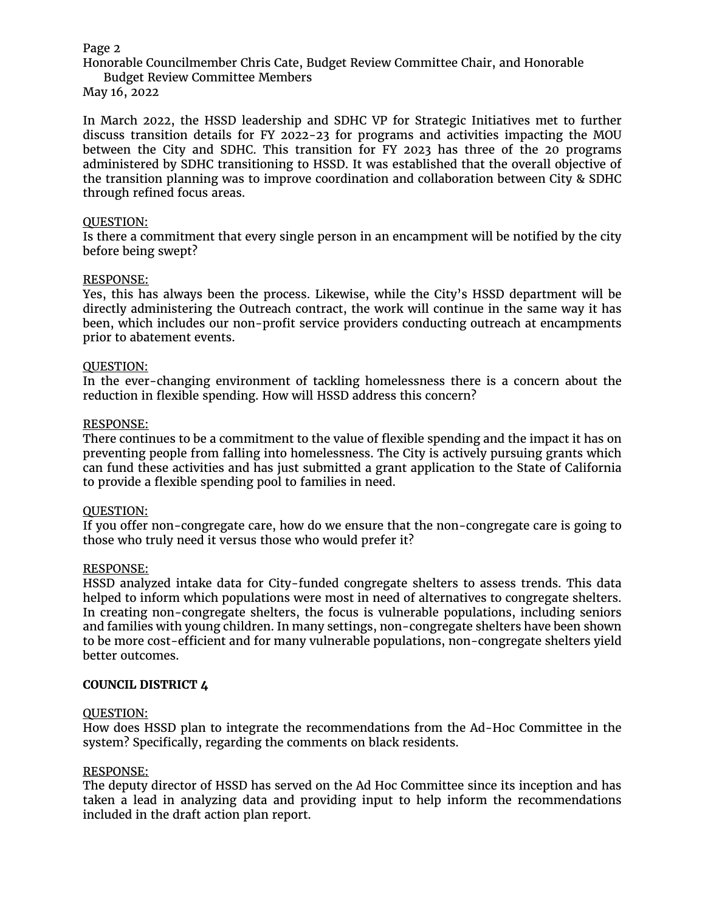In March 2022, the HSSD leadership and SDHC VP for Strategic Initiatives met to further discuss transition details for FY 2022-23 for programs and activities impacting the MOU between the City and SDHC. This transition for FY 2023 has three of the 20 programs administered by SDHC transitioning to HSSD. It was established that the overall objective of the transition planning was to improve coordination and collaboration between City & SDHC through refined focus areas.

QUESTION:
Is there a commitment that every single person in an encampment will be notified by the city before being swept?

RESPONSE:
Yes, this has always been the process. Likewise, while the City's HSSD department will be directly administering the Outreach contract, the work will continue in the same way it has been, which includes our non-profit service providers conducting outreach at encampments prior to abatement events.

QUESTION:
In the ever-changing environment of tackling homelessness there is a concern about the reduction in flexible spending. How will HSSD address this concern?

RESPONSE:
There continues to be a commitment to the value of flexible spending and the impact it has on preventing people from falling into homelessness. The City is actively pursuing grants which can fund these activities and has just submitted a grant application to the State of California to provide a flexible spending pool to families in need.

QUESTION:
If you offer non-congregate care, how do we ensure that the non-congregate care is going to those who truly need it versus those who would prefer it?

RESPONSE:
HSSD analyzed intake data for City-funded congregate shelters to assess trends. This data helped to inform which populations were most in need of alternatives to congregate shelters. In creating non-congregate shelters, the focus is vulnerable populations, including seniors and families with young children. In many settings, non-congregate shelters have been shown to be more cost-efficient and for many vulnerable populations, non-congregate shelters yield better outcomes.

**COUNCIL DISTRICT 4**

QUESTION:
How does HSSD plan to integrate the recommendations from the Ad-Hoc Committee in the system? Specifically, regarding the comments on black residents.

RESPONSE:
The deputy director of HSSD has served on the Ad Hoc Committee since its inception and has taken a lead in analyzing data and providing input to help inform the recommendations included in the draft action plan report.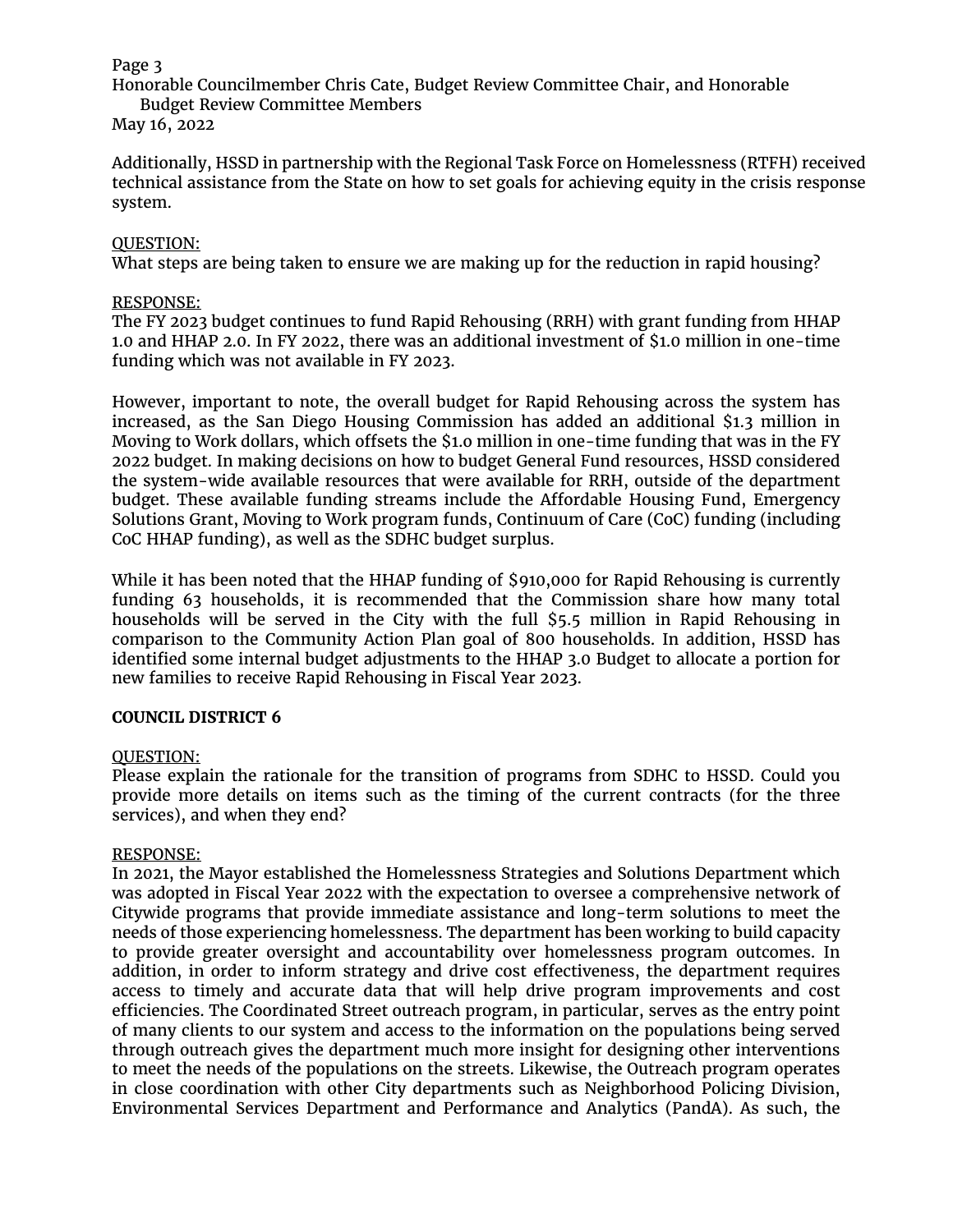Additionally, HSSD in partnership with the Regional Task Force on Homelessness (RTFH) received technical assistance from the State on how to set goals for achieving equity in the crisis response system.

QUESTION:
What steps are being taken to ensure we are making up for the reduction in rapid housing?

RESPONSE:
The FY 2023 budget continues to fund Rapid Rehousing (RRH) with grant funding from HHAP 1.0 and HHAP 2.0. In FY 2022, there was an additional investment of $1.0 million in one-time funding which was not available in FY 2023.

However, important to note, the overall budget for Rapid Rehousing across the system has increased, as the San Diego Housing Commission has added an additional $1.3 million in Moving to Work dollars, which offsets the $1.0 million in one-time funding that was in the FY 2022 budget. In making decisions on how to budget General Fund resources, HSSD considered the system-wide available resources that were available for RRH, outside of the department budget. These available funding streams include the Affordable Housing Fund, Emergency Solutions Grant, Moving to Work program funds, Continuum of Care (CoC) funding (including CoC HHAP funding), as well as the SDHC budget surplus.

While it has been noted that the HHAP funding of $910,000 for Rapid Rehousing is currently funding 63 households, it is recommended that the Commission share how many total households will be served in the City with the full $5.5 million in Rapid Rehousing in comparison to the Community Action Plan goal of 800 households. In addition, HSSD has identified some internal budget adjustments to the HHAP 3.0 Budget to allocate a portion for new families to receive Rapid Rehousing in Fiscal Year 2023.

**COUNCIL DISTRICT 6**

QUESTION:
Please explain the rationale for the transition of programs from SDHC to HSSD. Could you provide more details on items such as the timing of the current contracts (for the three services), and when they end?

RESPONSE:
In 2021, the Mayor established the Homelessness Strategies and Solutions Department which was adopted in Fiscal Year 2022 with the expectation to oversee a comprehensive network of Citywide programs that provide immediate assistance and long-term solutions to meet the needs of those experiencing homelessness. The department has been working to build capacity to provide greater oversight and accountability over homelessness program outcomes. In addition, in order to inform strategy and drive cost effectiveness, the department requires access to timely and accurate data that will help drive program improvements and cost efficiencies. The Coordinated Street outreach program, in particular, serves as the entry point of many clients to our system and access to the information on the populations being served through outreach gives the department much more insight for designing other interventions to meet the needs of the populations on the streets. Likewise, the Outreach program operates in close coordination with other City departments such as Neighborhood Policing Division, Environmental Services Department and Performance and Analytics (PandA). As such, the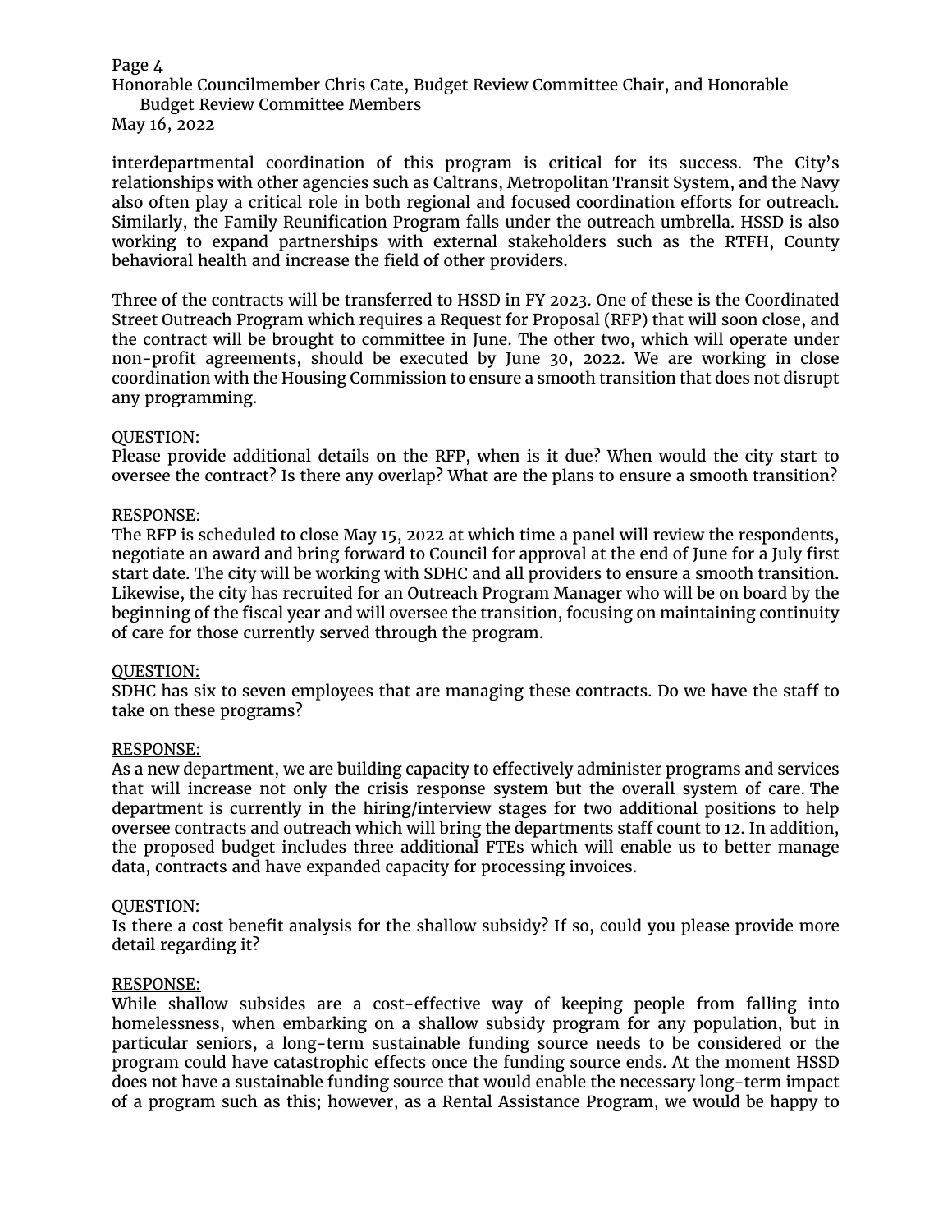interdepartmental coordination of this program is critical for its success. The City's relationships with other agencies such as Caltrans, Metropolitan Transit System, and the Navy also often play a critical role in both regional and focused coordination efforts for outreach. Similarly, the Family Reunification Program falls under the outreach umbrella. HSSD is also working to expand partnerships with external stakeholders such as the RTFH, County behavioral health and increase the field of other providers.

Three of the contracts will be transferred to HSSD in FY 2023. One of these is the Coordinated Street Outreach Program which requires a Request for Proposal (RFP) that will soon close, and the contract will be brought to committee in June. The other two, which will operate under non-profit agreements, should be executed by June 30, 2022. We are working in close coordination with the Housing Commission to ensure a smooth transition that does not disrupt any programming.

QUESTION:
Please provide additional details on the RFP, when is it due? When would the city start to oversee the contract? Is there any overlap? What are the plans to ensure a smooth transition?

RESPONSE:
The RFP is scheduled to close May 15, 2022 at which time a panel will review the respondents, negotiate an award and bring forward to Council for approval at the end of June for a July first start date. The city will be working with SDHC and all providers to ensure a smooth transition. Likewise, the city has recruited for an Outreach Program Manager who will be on board by the beginning of the fiscal year and will oversee the transition, focusing on maintaining continuity of care for those currently served through the program.

QUESTION:
SDHC has six to seven employees that are managing these contracts. Do we have the staff to take on these programs?

RESPONSE:
As a new department, we are building capacity to effectively administer programs and services that will increase not only the crisis response system but the overall system of care. The department is currently in the hiring/interview stages for two additional positions to help oversee contracts and outreach which will bring the departments staff count to 12. In addition, the proposed budget includes three additional FTEs which will enable us to better manage data, contracts and have expanded capacity for processing invoices.

QUESTION:
Is there a cost benefit analysis for the shallow subsidy? If so, could you please provide more detail regarding it?

RESPONSE:
While shallow subsides are a cost-effective way of keeping people from falling into homelessness, when embarking on a shallow subsidy program for any population, but in particular seniors, a long-term sustainable funding source needs to be considered or the program could have catastrophic effects once the funding source ends. At the moment HSSD does not have a sustainable funding source that would enable the necessary long-term impact of a program such as this; however, as a Rental Assistance Program, we would be happy to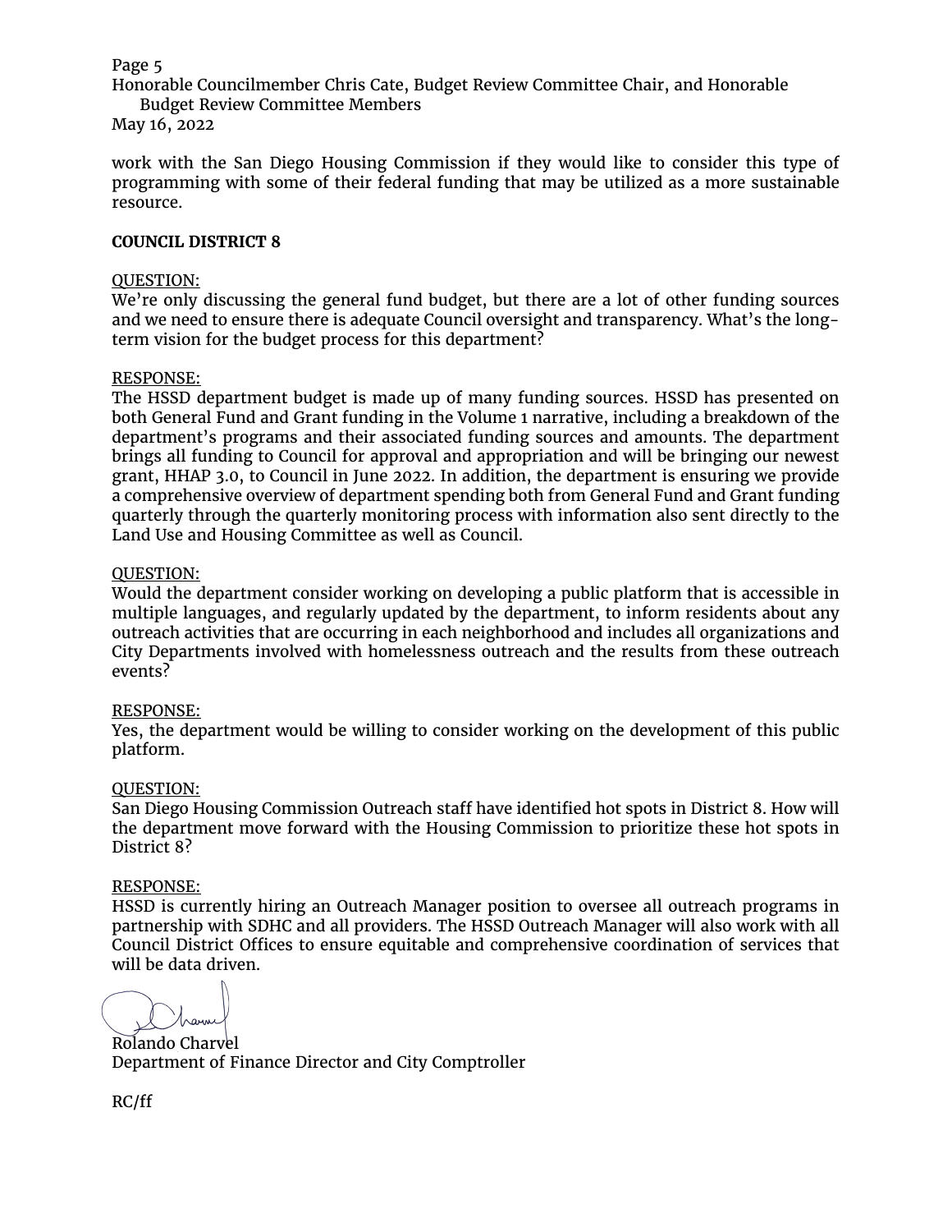work with the San Diego Housing Commission if they would like to consider this type of programming with some of their federal funding that may be utilized as a more sustainable resource.

**COUNCIL DISTRICT 8**

QUESTION:
We're only discussing the general fund budget, but there are a lot of other funding sources and we need to ensure there is adequate Council oversight and transparency. What's the long-term vision for the budget process for this department?

RESPONSE:
The HSSD department budget is made up of many funding sources. HSSD has presented on both General Fund and Grant funding in the Volume 1 narrative, including a breakdown of the department's programs and their associated funding sources and amounts. The department brings all funding to Council for approval and appropriation and will be bringing our newest grant, HHAP 3.0, to Council in June 2022. In addition, the department is ensuring we provide a comprehensive overview of department spending both from General Fund and Grant funding quarterly through the quarterly monitoring process with information also sent directly to the Land Use and Housing Committee as well as Council.

QUESTION:
Would the department consider working on developing a public platform that is accessible in multiple languages, and regularly updated by the department, to inform residents about any outreach activities that are occurring in each neighborhood and includes all organizations and City Departments involved with homelessness outreach and the results from these outreach events?

RESPONSE:
Yes, the department would be willing to consider working on the development of this public platform.

QUESTION:
San Diego Housing Commission Outreach staff have identified hot spots in District 8. How will the department move forward with the Housing Commission to prioritize these hot spots in District 8?

RESPONSE:
HSSD is currently hiring an Outreach Manager position to oversee all outreach programs in partnership with SDHC and all providers. The HSSD Outreach Manager will also work with all Council District Offices to ensure equitable and comprehensive coordination of services that will be data driven.

Rolando Charvel
Department of Finance Director and City Comptroller

RC/ff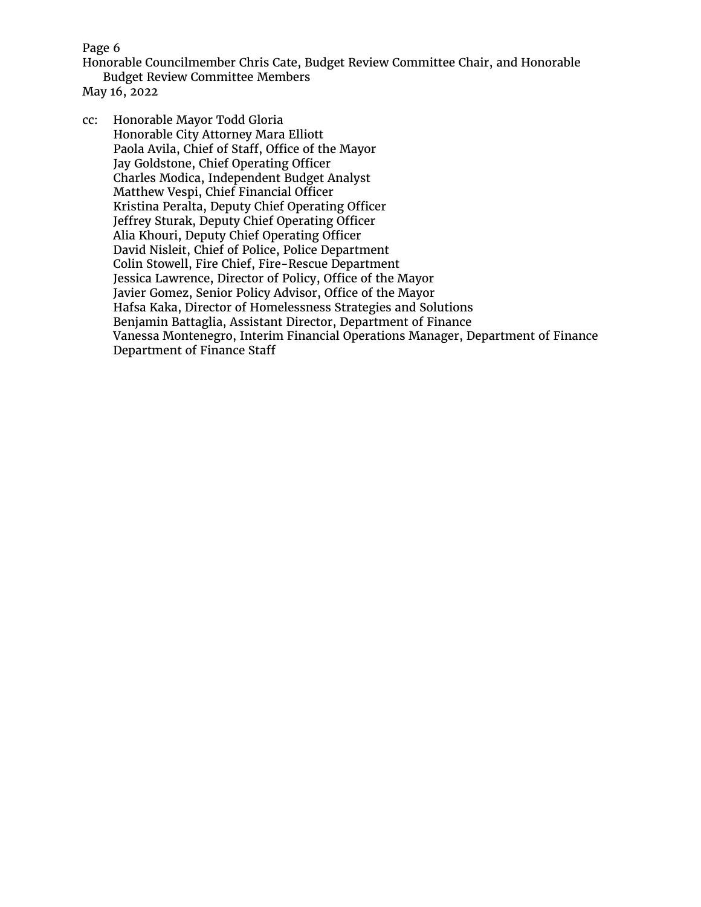cc: Honorable Mayor Todd Gloria
Honorable City Attorney Mara Elliott
Paola Avila, Chief of Staff, Office of the Mayor
Jay Goldstone, Chief Operating Officer
Charles Modica, Independent Budget Analyst
Matthew Vespi, Chief Financial Officer
Kristina Peralta, Deputy Chief Operating Officer
Jeffrey Sturak, Deputy Chief Operating Officer
Alia Khouri, Deputy Chief Operating Officer
David Nisleit, Chief of Police, Police Department
Colin Stowell, Fire Chief, Fire-Rescue Department
Jessica Lawrence, Director of Policy, Office of the Mayor
Javier Gomez, Senior Policy Advisor, Office of the Mayor
Hafsa Kaka, Director of Homelessness Strategies and Solutions
Benjamin Battaglia, Assistant Director, Department of Finance
Vanessa Montenegro, Interim Financial Operations Manager, Department of Finance
Department of Finance Staff